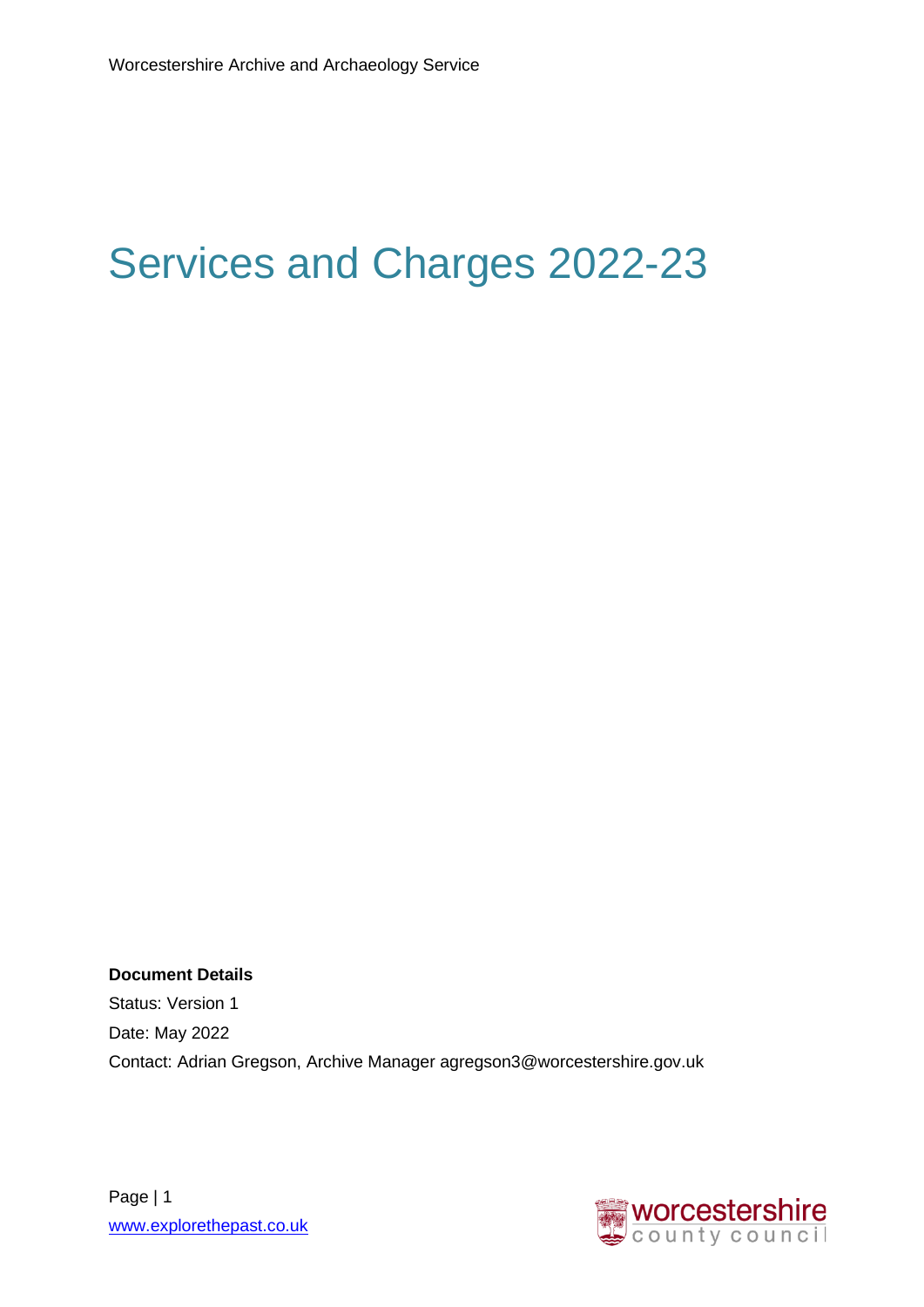# Services and Charges 2022-23

**Document Details**

Status: Version 1

Date: May 2022

Contact: Adrian Gregson, Archive Manager agregson3@worcestershire.gov.uk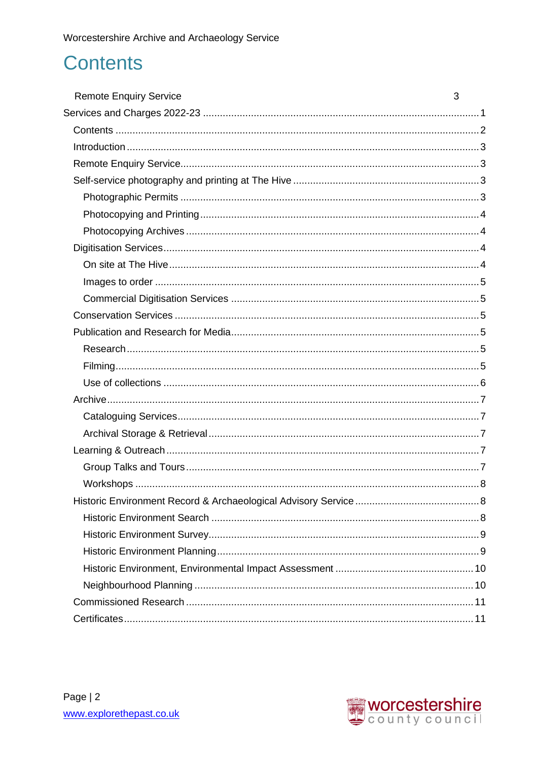# Contents

Remote Enquiry Service 3

Services and Charges 2022-23 ..... 1

- Contents ..... 2
- Introduction ..... 3
- Remote Enquiry Service ..... 3
- Self-service photography and printing at The Hive ..... 3
  - Photographic Permits ..... 3
  - Photocopying and Printing ..... 4
  - Photocopying Archives ..... 4
- Digitisation Services ..... 4
  - On site at The Hive ..... 4
  - Images to order ..... 5
  - Commercial Digitisation Services ..... 5
- Conservation Services ..... 5
- Publication and Research for Media ..... 5
  - Research ..... 5
  - Filming ..... 5
  - Use of collections ..... 6
- Archive ..... 7
  - Cataloguing Services ..... 7
  - Archival Storage & Retrieval ..... 7
- Learning & Outreach ..... 7
  - Group Talks and Tours ..... 7
  - Workshops ..... 8
- Historic Environment Record & Archaeological Advisory Service ..... 8
  - Historic Environment Search ..... 8
  - Historic Environment Survey ..... 9
  - Historic Environment Planning ..... 9
  - Historic Environment, Environmental Impact Assessment ..... 10
  - Neighbourhood Planning ..... 10
- Commissioned Research ..... 11
- Certificates ..... 11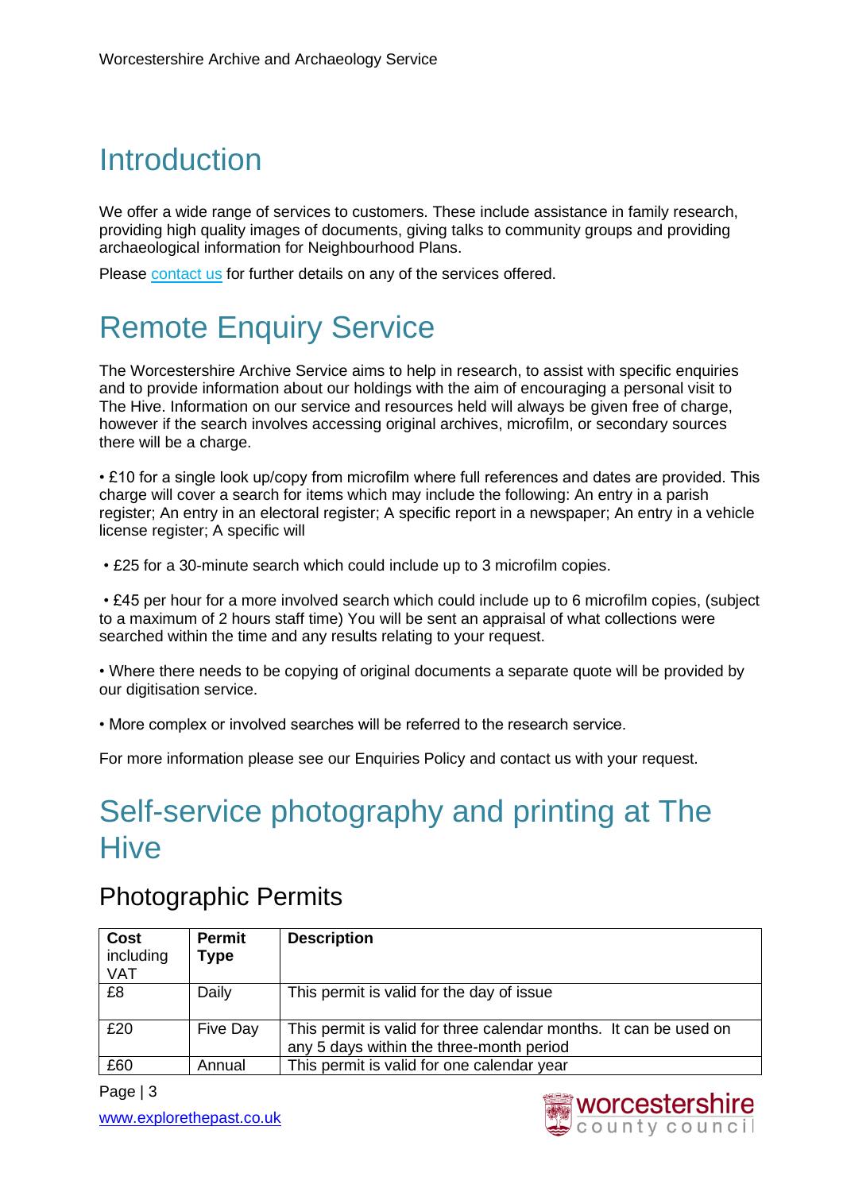# Introduction

We offer a wide range of services to customers. These include assistance in family research, providing high quality images of documents, giving talks to community groups and providing archaeological information for Neighbourhood Plans.

Please [contact us](#) for further details on any of the services offered.

# Remote Enquiry Service

The Worcestershire Archive Service aims to help in research, to assist with specific enquiries and to provide information about our holdings with the aim of encouraging a personal visit to The Hive. Information on our service and resources held will always be given free of charge, however if the search involves accessing original archives, microfilm, or secondary sources there will be a charge.

• £10 for a single look up/copy from microfilm where full references and dates are provided. This charge will cover a search for items which may include the following: An entry in a parish register; An entry in an electoral register; A specific report in a newspaper; An entry in a vehicle license register; A specific will

• £25 for a 30-minute search which could include up to 3 microfilm copies.

• £45 per hour for a more involved search which could include up to 6 microfilm copies, (subject to a maximum of 2 hours staff time) You will be sent an appraisal of what collections were searched within the time and any results relating to your request.

• Where there needs to be copying of original documents a separate quote will be provided by our digitisation service.

• More complex or involved searches will be referred to the research service.

For more information please see our Enquiries Policy and contact us with your request.

# Self-service photography and printing at The Hive

## Photographic Permits

| **Cost** including VAT | **Permit Type** | **Description** |
|---|---|---|
| £8 | Daily | This permit is valid for the day of issue |
| £20 | Five Day | This permit is valid for three calendar months. It can be used on any 5 days within the three-month period |
| £60 | Annual | This permit is valid for one calendar year |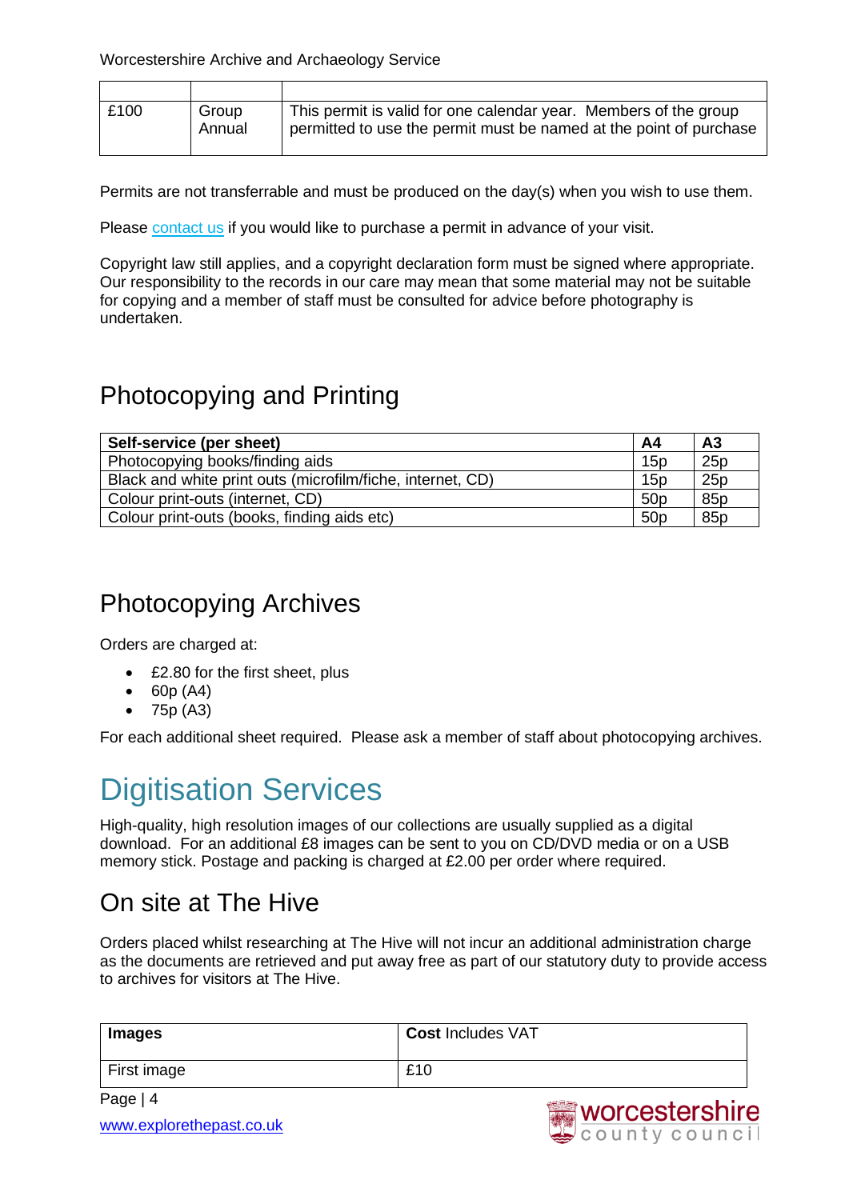| | | |
|---|---|---|
| £100 | Group Annual | This permit is valid for one calendar year. Members of the group permitted to use the permit must be named at the point of purchase |

Permits are not transferrable and must be produced on the day(s) when you wish to use them.

Please contact us if you would like to purchase a permit in advance of your visit.

Copyright law still applies, and a copyright declaration form must be signed where appropriate. Our responsibility to the records in our care may mean that some material may not be suitable for copying and a member of staff must be consulted for advice before photography is undertaken.

## Photocopying and Printing

| Self-service (per sheet) | A4 | A3 |
|---|---|---|
| Photocopying books/finding aids | 15p | 25p |
| Black and white print outs (microfilm/fiche, internet, CD) | 15p | 25p |
| Colour print-outs (internet, CD) | 50p | 85p |
| Colour print-outs (books, finding aids etc) | 50p | 85p |

## Photocopying Archives

Orders are charged at:

- £2.80 for the first sheet, plus
- 60p (A4)
- 75p (A3)

For each additional sheet required. Please ask a member of staff about photocopying archives.

# Digitisation Services

High-quality, high resolution images of our collections are usually supplied as a digital download. For an additional £8 images can be sent to you on CD/DVD media or on a USB memory stick. Postage and packing is charged at £2.00 per order where required.

## On site at The Hive

Orders placed whilst researching at The Hive will not incur an additional administration charge as the documents are retrieved and put away free as part of our statutory duty to provide access to archives for visitors at The Hive.

| **Images** | **Cost** Includes VAT |
|---|---|
| First image | £10 |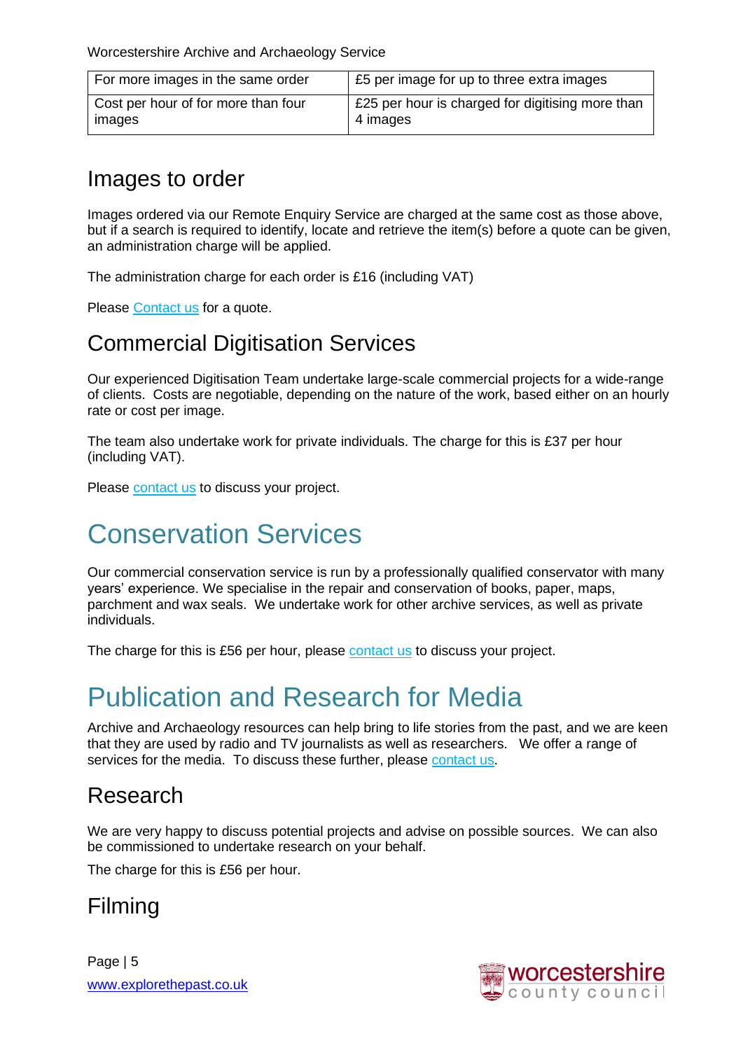| For more images in the same order | £5 per image for up to three extra images |
| --- | --- |
| Cost per hour of for more than four images | £25 per hour is charged for digitising more than 4 images |

## Images to order

Images ordered via our Remote Enquiry Service are charged at the same cost as those above, but if a search is required to identify, locate and retrieve the item(s) before a quote can be given, an administration charge will be applied.

The administration charge for each order is £16 (including VAT)

Please Contact us for a quote.

## Commercial Digitisation Services

Our experienced Digitisation Team undertake large-scale commercial projects for a wide-range of clients. Costs are negotiable, depending on the nature of the work, based either on an hourly rate or cost per image.

The team also undertake work for private individuals. The charge for this is £37 per hour (including VAT).

Please contact us to discuss your project.

# Conservation Services

Our commercial conservation service is run by a professionally qualified conservator with many years' experience. We specialise in the repair and conservation of books, paper, maps, parchment and wax seals. We undertake work for other archive services, as well as private individuals.

The charge for this is £56 per hour, please contact us to discuss your project.

# Publication and Research for Media

Archive and Archaeology resources can help bring to life stories from the past, and we are keen that they are used by radio and TV journalists as well as researchers. We offer a range of services for the media. To discuss these further, please contact us.

## Research

We are very happy to discuss potential projects and advise on possible sources. We can also be commissioned to undertake research on your behalf.

The charge for this is £56 per hour.

## Filming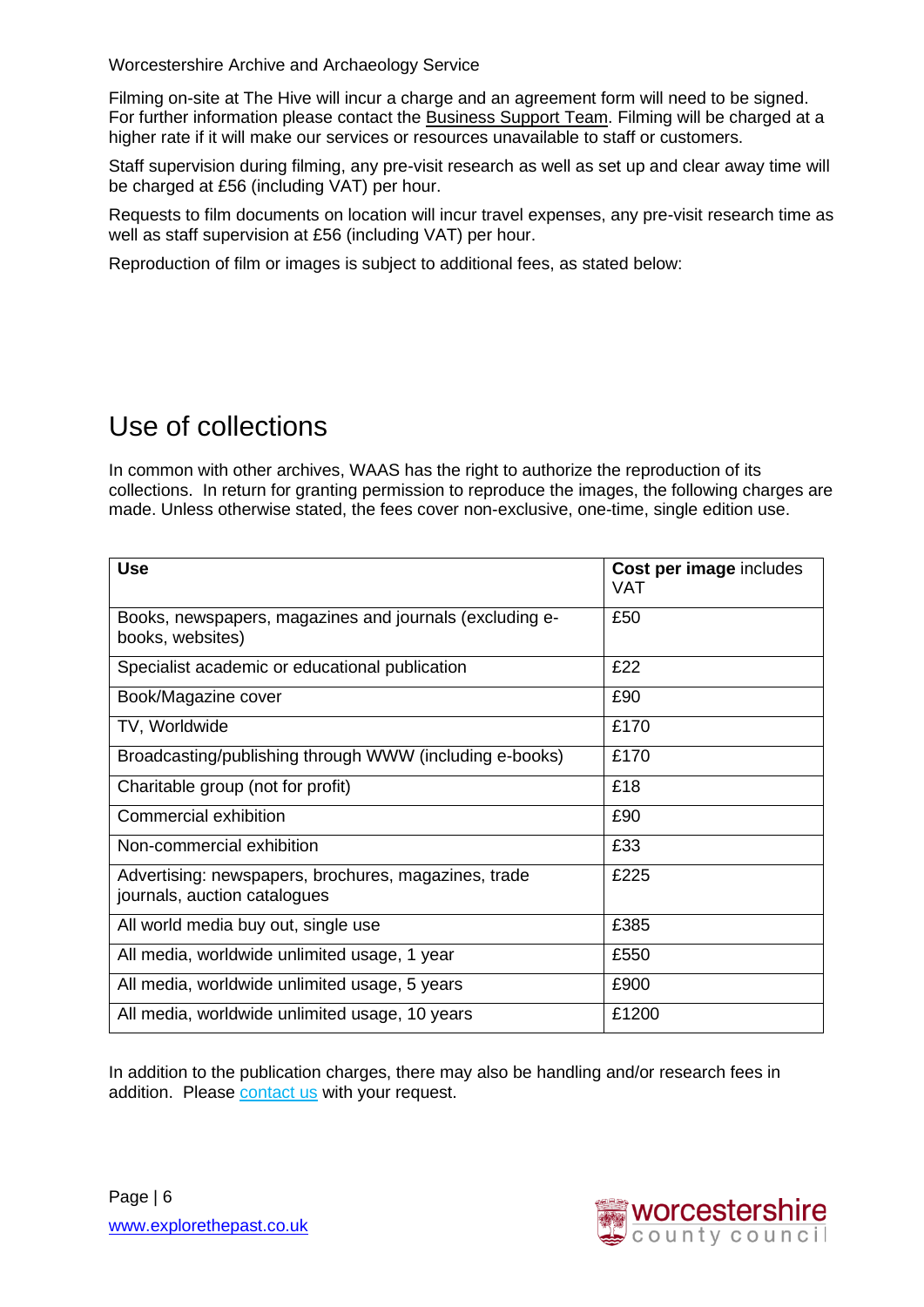Filming on-site at The Hive will incur a charge and an agreement form will need to be signed. For further information please contact the Business Support Team. Filming will be charged at a higher rate if it will make our services or resources unavailable to staff or customers.

Staff supervision during filming, any pre-visit research as well as set up and clear away time will be charged at £56 (including VAT) per hour.

Requests to film documents on location will incur travel expenses, any pre-visit research time as well as staff supervision at £56 (including VAT) per hour.

Reproduction of film or images is subject to additional fees, as stated below:

# Use of collections

In common with other archives, WAAS has the right to authorize the reproduction of its collections. In return for granting permission to reproduce the images, the following charges are made. Unless otherwise stated, the fees cover non-exclusive, one-time, single edition use.

| **Use** | **Cost per image** includes VAT |
|---|---|
| Books, newspapers, magazines and journals (excluding e-books, websites) | £50 |
| Specialist academic or educational publication | £22 |
| Book/Magazine cover | £90 |
| TV, Worldwide | £170 |
| Broadcasting/publishing through WWW (including e-books) | £170 |
| Charitable group (not for profit) | £18 |
| Commercial exhibition | £90 |
| Non-commercial exhibition | £33 |
| Advertising: newspapers, brochures, magazines, trade journals, auction catalogues | £225 |
| All world media buy out, single use | £385 |
| All media, worldwide unlimited usage, 1 year | £550 |
| All media, worldwide unlimited usage, 5 years | £900 |
| All media, worldwide unlimited usage, 10 years | £1200 |

In addition to the publication charges, there may also be handling and/or research fees in addition. Please contact us with your request.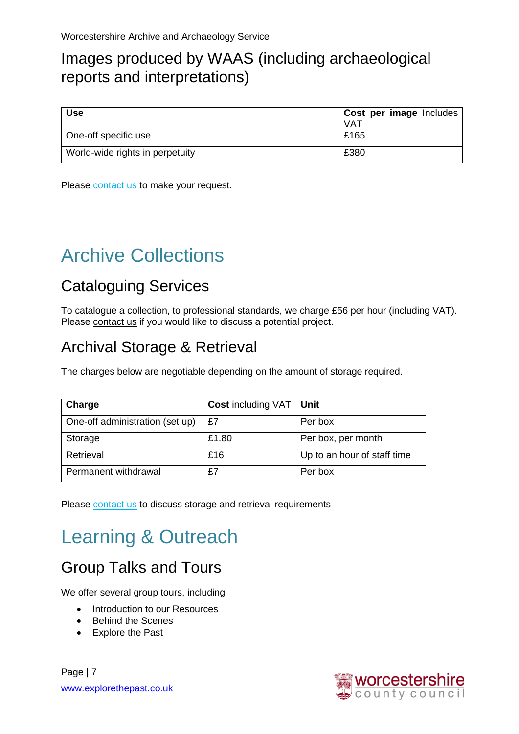## Images produced by WAAS (including archaeological reports and interpretations)

| Use | **Cost per image** Includes VAT |
|---|---|
| One-off specific use | £165 |
| World-wide rights in perpetuity | £380 |

Please contact us to make your request.

# Archive Collections

## Cataloguing Services

To catalogue a collection, to professional standards, we charge £56 per hour (including VAT). Please contact us if you would like to discuss a potential project.

## Archival Storage & Retrieval

The charges below are negotiable depending on the amount of storage required.

| Charge | **Cost** including VAT | Unit |
|---|---|---|
| One-off administration (set up) | £7 | Per box |
| Storage | £1.80 | Per box, per month |
| Retrieval | £16 | Up to an hour of staff time |
| Permanent withdrawal | £7 | Per box |

Please contact us to discuss storage and retrieval requirements

# Learning & Outreach

## Group Talks and Tours

We offer several group tours, including

- Introduction to our Resources
- Behind the Scenes
- Explore the Past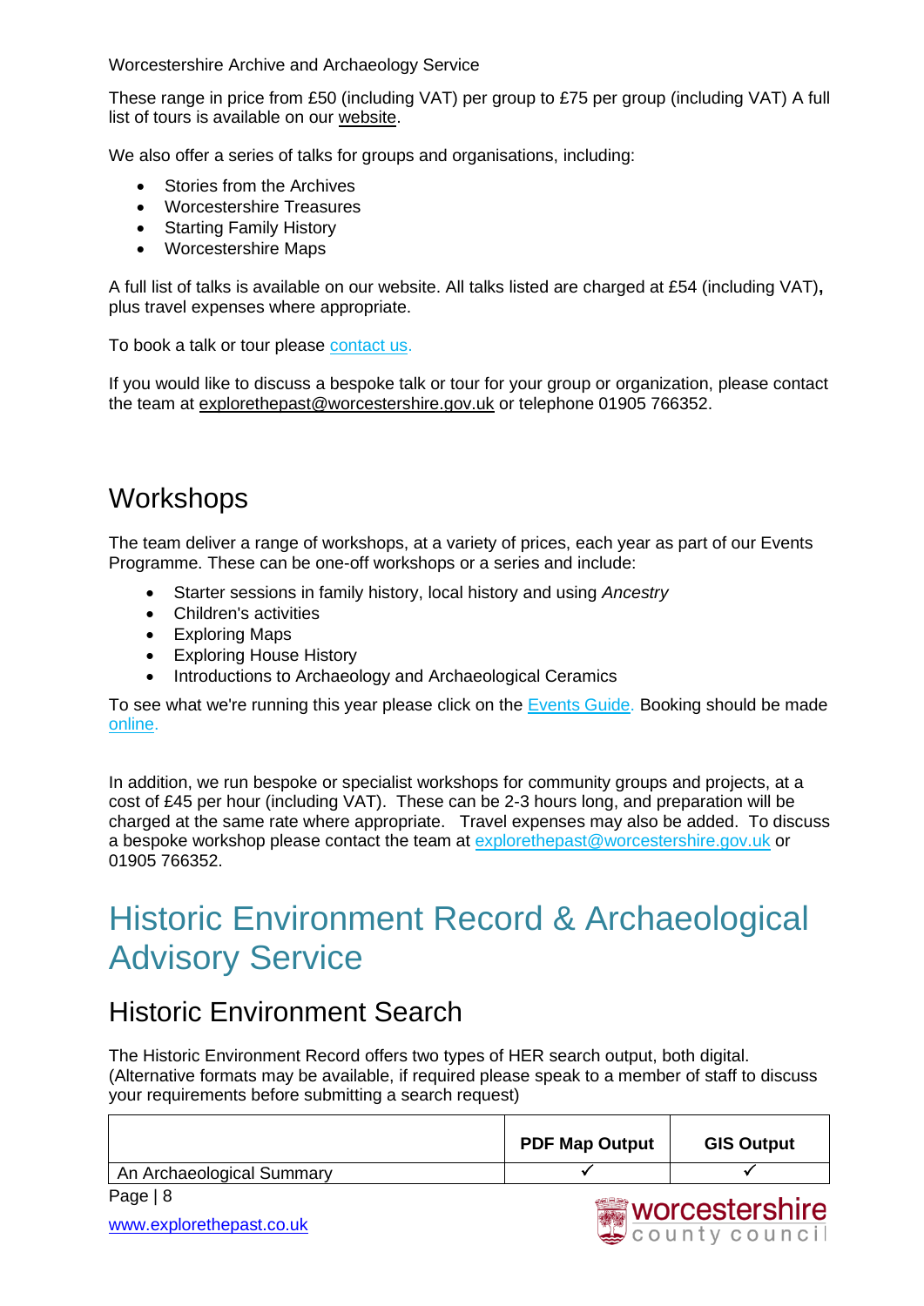Worcestershire Archive and Archaeology Service

These range in price from £50 (including VAT) per group to £75 per group (including VAT) A full list of tours is available on our website.

We also offer a series of talks for groups and organisations, including:

- Stories from the Archives
- Worcestershire Treasures
- Starting Family History
- Worcestershire Maps

A full list of talks is available on our website. All talks listed are charged at £54 (including VAT)**,** plus travel expenses where appropriate.

To book a talk or tour please contact us.

If you would like to discuss a bespoke talk or tour for your group or organization, please contact the team at explorethepast@worcestershire.gov.uk or telephone 01905 766352.

## Workshops

The team deliver a range of workshops, at a variety of prices, each year as part of our Events Programme. These can be one-off workshops or a series and include:

- Starter sessions in family history, local history and using *Ancestry*
- Children's activities
- Exploring Maps
- Exploring House History
- Introductions to Archaeology and Archaeological Ceramics

To see what we're running this year please click on the Events Guide. Booking should be made online.

In addition, we run bespoke or specialist workshops for community groups and projects, at a cost of £45 per hour (including VAT). These can be 2-3 hours long, and preparation will be charged at the same rate where appropriate. Travel expenses may also be added. To discuss a bespoke workshop please contact the team at explorethepast@worcestershire.gov.uk or 01905 766352.

# Historic Environment Record & Archaeological Advisory Service

## Historic Environment Search

The Historic Environment Record offers two types of HER search output, both digital. (Alternative formats may be available, if required please speak to a member of staff to discuss your requirements before submitting a search request)

| | PDF Map Output | GIS Output |
|---|---|---|
| An Archaeological Summary | ✓ | ✓ |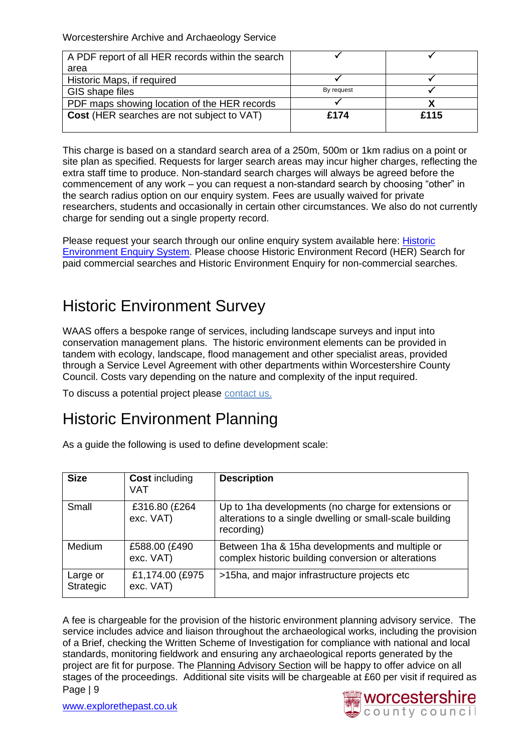| | | |
|---|---|---|
| A PDF report of all HER records within the search area | ✓ | ✓ |
| Historic Maps, if required | ✓ | ✓ |
| GIS shape files | By request | ✓ |
| PDF maps showing location of the HER records | ✓ | X |
| **Cost** (HER searches are not subject to VAT) | **£174** | **£115** |

This charge is based on a standard search area of a 250m, 500m or 1km radius on a point or site plan as specified. Requests for larger search areas may incur higher charges, reflecting the extra staff time to produce. Non-standard search charges will always be agreed before the commencement of any work – you can request a non-standard search by choosing "other" in the search radius option on our enquiry system. Fees are usually waived for private researchers, students and occasionally in certain other circumstances. We also do not currently charge for sending out a single property record.

Please request your search through our online enquiry system available here: Historic Environment Enquiry System. Please choose Historic Environment Record (HER) Search for paid commercial searches and Historic Environment Enquiry for non-commercial searches.

# Historic Environment Survey

WAAS offers a bespoke range of services, including landscape surveys and input into conservation management plans. The historic environment elements can be provided in tandem with ecology, landscape, flood management and other specialist areas, provided through a Service Level Agreement with other departments within Worcestershire County Council. Costs vary depending on the nature and complexity of the input required.

To discuss a potential project please contact us.

# Historic Environment Planning

As a guide the following is used to define development scale:

| **Size** | **Cost** including VAT | **Description** |
|---|---|---|
| Small | £316.80 (£264 exc. VAT) | Up to 1ha developments (no charge for extensions or alterations to a single dwelling or small-scale building recording) |
| Medium | £588.00 (£490 exc. VAT) | Between 1ha & 15ha developments and multiple or complex historic building conversion or alterations |
| Large or Strategic | £1,174.00 (£975 exc. VAT) | >15ha, and major infrastructure projects etc |

A fee is chargeable for the provision of the historic environment planning advisory service. The service includes advice and liaison throughout the archaeological works, including the provision of a Brief, checking the Written Scheme of Investigation for compliance with national and local standards, monitoring fieldwork and ensuring any archaeological reports generated by the project are fit for purpose. The Planning Advisory Section will be happy to offer advice on all stages of the proceedings. Additional site visits will be chargeable at £60 per visit if required as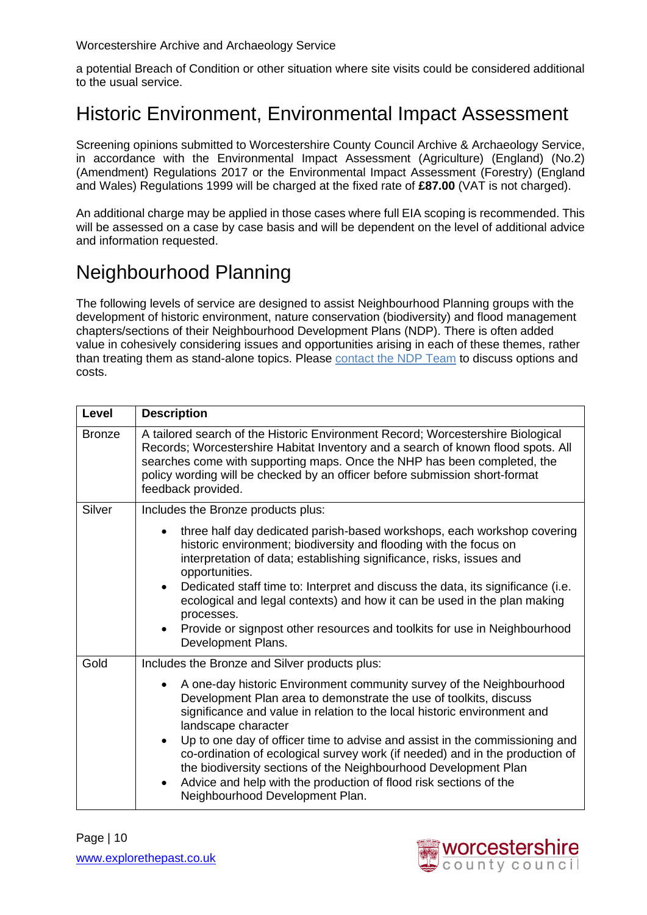a potential Breach of Condition or other situation where site visits could be considered additional to the usual service.

## Historic Environment, Environmental Impact Assessment

Screening opinions submitted to Worcestershire County Council Archive & Archaeology Service, in accordance with the Environmental Impact Assessment (Agriculture) (England) (No.2) (Amendment) Regulations 2017 or the Environmental Impact Assessment (Forestry) (England and Wales) Regulations 1999 will be charged at the fixed rate of **£87.00** (VAT is not charged).

An additional charge may be applied in those cases where full EIA scoping is recommended. This will be assessed on a case by case basis and will be dependent on the level of additional advice and information requested.

## Neighbourhood Planning

The following levels of service are designed to assist Neighbourhood Planning groups with the development of historic environment, nature conservation (biodiversity) and flood management chapters/sections of their Neighbourhood Development Plans (NDP). There is often added value in cohesively considering issues and opportunities arising in each of these themes, rather than treating them as stand-alone topics. Please contact the NDP Team to discuss options and costs.

| Level | Description |
|---|---|
| Bronze | A tailored search of the Historic Environment Record; Worcestershire Biological Records; Worcestershire Habitat Inventory and a search of known flood spots. All searches come with supporting maps. Once the NHP has been completed, the policy wording will be checked by an officer before submission short-format feedback provided. |
| Silver | Includes the Bronze products plus:<br>• three half day dedicated parish-based workshops, each workshop covering historic environment; biodiversity and flooding with the focus on interpretation of data; establishing significance, risks, issues and opportunities.<br>• Dedicated staff time to: Interpret and discuss the data, its significance (i.e. ecological and legal contexts) and how it can be used in the plan making processes.<br>• Provide or signpost other resources and toolkits for use in Neighbourhood Development Plans. |
| Gold | Includes the Bronze and Silver products plus:<br>• A one-day historic Environment community survey of the Neighbourhood Development Plan area to demonstrate the use of toolkits, discuss significance and value in relation to the local historic environment and landscape character<br>• Up to one day of officer time to advise and assist in the commissioning and co-ordination of ecological survey work (if needed) and in the production of the biodiversity sections of the Neighbourhood Development Plan<br>• Advice and help with the production of flood risk sections of the Neighbourhood Development Plan. |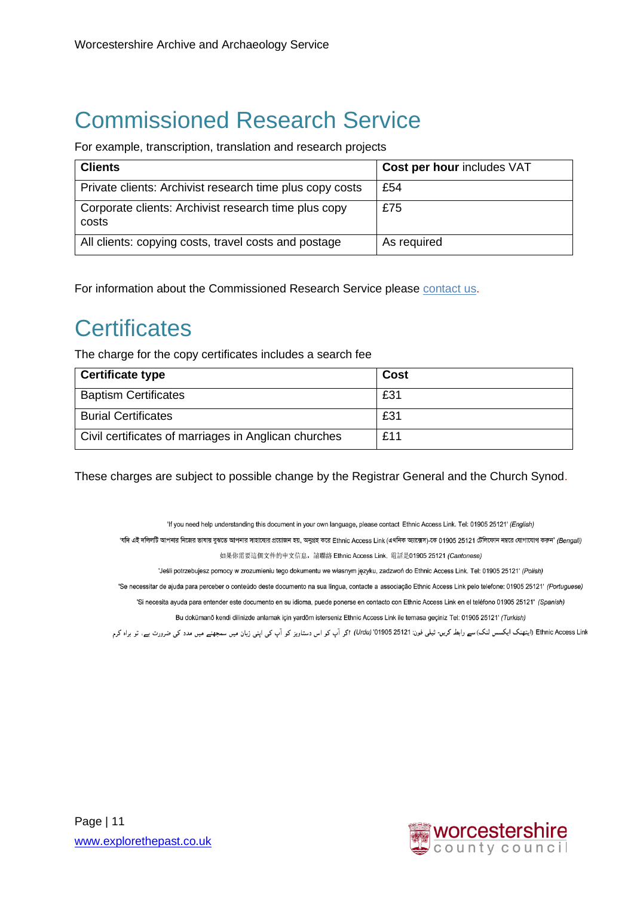# Commissioned Research Service

For example, transcription, translation and research projects

| Clients | Cost per hour includes VAT |
|---|---|
| Private clients: Archivist research time plus copy costs | £54 |
| Corporate clients: Archivist research time plus copy costs | £75 |
| All clients: copying costs, travel costs and postage | As required |

For information about the Commissioned Research Service please contact us.

# Certificates

The charge for the copy certificates includes a search fee

| Certificate type | Cost |
|---|---|
| Baptism Certificates | £31 |
| Burial Certificates | £31 |
| Civil certificates of marriages in Anglican churches | £11 |

These charges are subject to possible change by the Registrar General and the Church Synod.

'If you need help understanding this document in your own language, please contact Ethnic Access Link. Tel: 01905 25121' *(English)*

'যদি এই দলিলটি আপনার নিজের ভাষায় বুঝতে আপনার সাহায্যের প্রয়োজন হয়, অনুগ্রহ করে Ethnic Access Link (এথনিক অ্যাক্সেস)-কে 01905 25121 টেলিফোন নম্বরে যোগাযোগ করুন' *(Bengali)*

如果你需要這個文件的中文信息，請聯絡 Ethnic Access Link，電話是01905 25121 *(Cantonese)*

'Jeśli potrzebujesz pomocy w zrozumieniu tego dokumentu we własnym języku, zadzwoń do Ethnic Access Link. Tel: 01905 25121' *(Polish)*

'Se necessitar de ajuda para perceber o conteúdo deste documento na sua língua, contacte a associação Ethnic Access Link pelo telefone: 01905 25121' *(Portuguese)*

'Si necesita ayuda para entender este documento en su idioma, puede ponerse en contacto con Ethnic Access Link en el teléfono 01905 25121' *(Spanish)*

Bu dokümanö kendi dilinizde anlamak için yardöm isterseniz Ethnic Access Link ile temasa geçiniz Tel: 01905 25121' *(Turkish)*

اگر آپ کو اس دستاویز کو آپ کی اپنی زبان میں سمجھنے میں مدد کی ضرورت ہے، تو براہ کرم Ethnic Access Link (ایتھنک ایکسس لنک) سے رابطہ کریں۔ ٹیلی فون: 01905 25121' *(Urdu)*